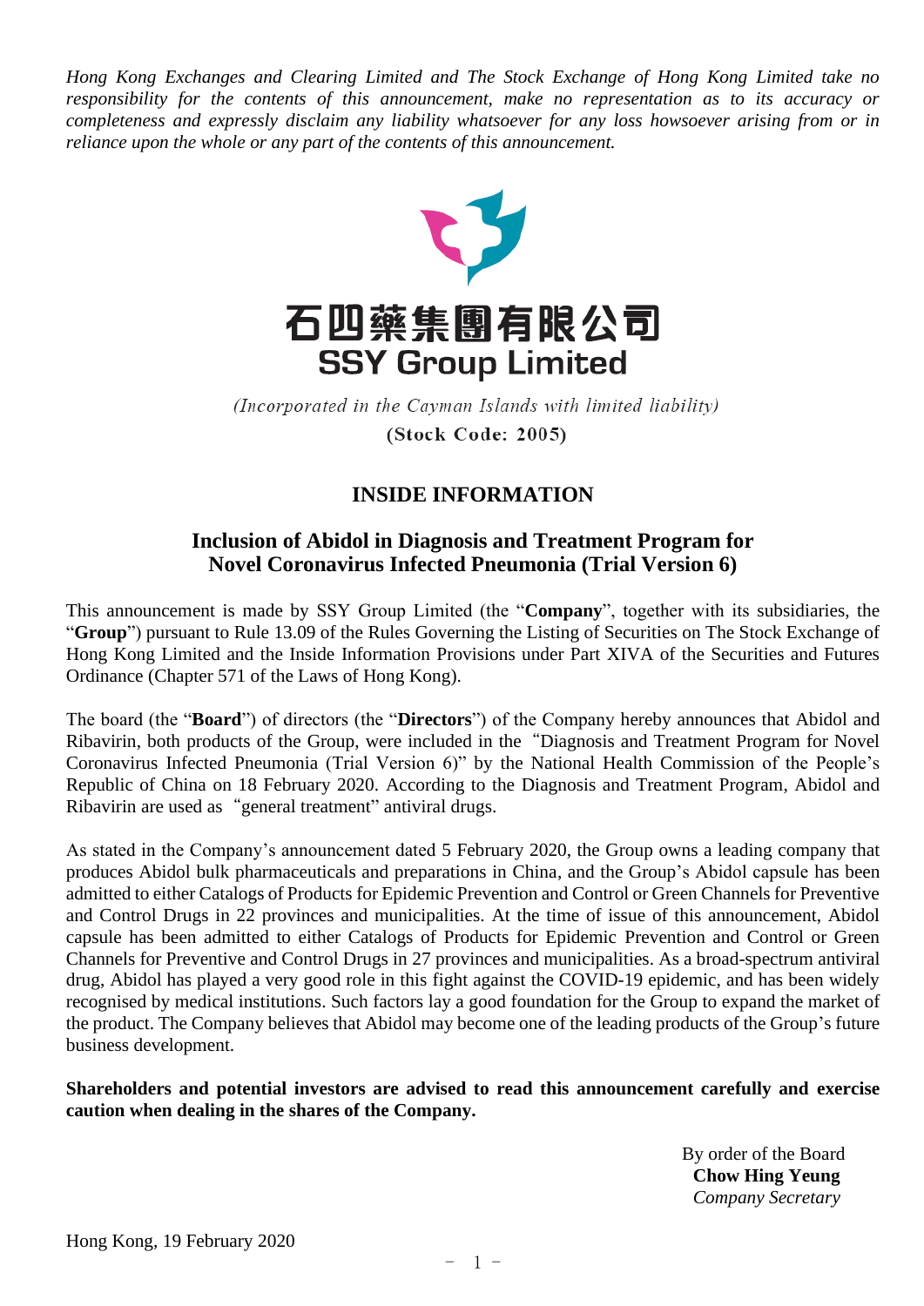*Hong Kong Exchanges and Clearing Limited and The Stock Exchange of Hong Kong Limited take no responsibility for the contents of this announcement, make no representation as to its accuracy or completeness and expressly disclaim any liability whatsoever for any loss howsoever arising from or in reliance upon the whole or any part of the contents of this announcement.*

石四藥集團有限公司
**SSY Group Limited**

*(Incorporated in the Cayman Islands with limited liability)*

**(Stock Code: 2005)**

## INSIDE INFORMATION

## Inclusion of Abidol in Diagnosis and Treatment Program for Novel Coronavirus Infected Pneumonia (Trial Version 6)

This announcement is made by SSY Group Limited (the "**Company**", together with its subsidiaries, the "**Group**") pursuant to Rule 13.09 of the Rules Governing the Listing of Securities on The Stock Exchange of Hong Kong Limited and the Inside Information Provisions under Part XIVA of the Securities and Futures Ordinance (Chapter 571 of the Laws of Hong Kong).

The board (the "**Board**") of directors (the "**Directors**") of the Company hereby announces that Abidol and Ribavirin, both products of the Group, were included in the "Diagnosis and Treatment Program for Novel Coronavirus Infected Pneumonia (Trial Version 6)" by the National Health Commission of the People's Republic of China on 18 February 2020. According to the Diagnosis and Treatment Program, Abidol and Ribavirin are used as "general treatment" antiviral drugs.

As stated in the Company's announcement dated 5 February 2020, the Group owns a leading company that produces Abidol bulk pharmaceuticals and preparations in China, and the Group's Abidol capsule has been admitted to either Catalogs of Products for Epidemic Prevention and Control or Green Channels for Preventive and Control Drugs in 22 provinces and municipalities. At the time of issue of this announcement, Abidol capsule has been admitted to either Catalogs of Products for Epidemic Prevention and Control or Green Channels for Preventive and Control Drugs in 27 provinces and municipalities. As a broad-spectrum antiviral drug, Abidol has played a very good role in this fight against the COVID-19 epidemic, and has been widely recognised by medical institutions. Such factors lay a good foundation for the Group to expand the market of the product. The Company believes that Abidol may become one of the leading products of the Group's future business development.

**Shareholders and potential investors are advised to read this announcement carefully and exercise caution when dealing in the shares of the Company.**

By order of the Board
**Chow Hing Yeung**
*Company Secretary*

Hong Kong, 19 February 2020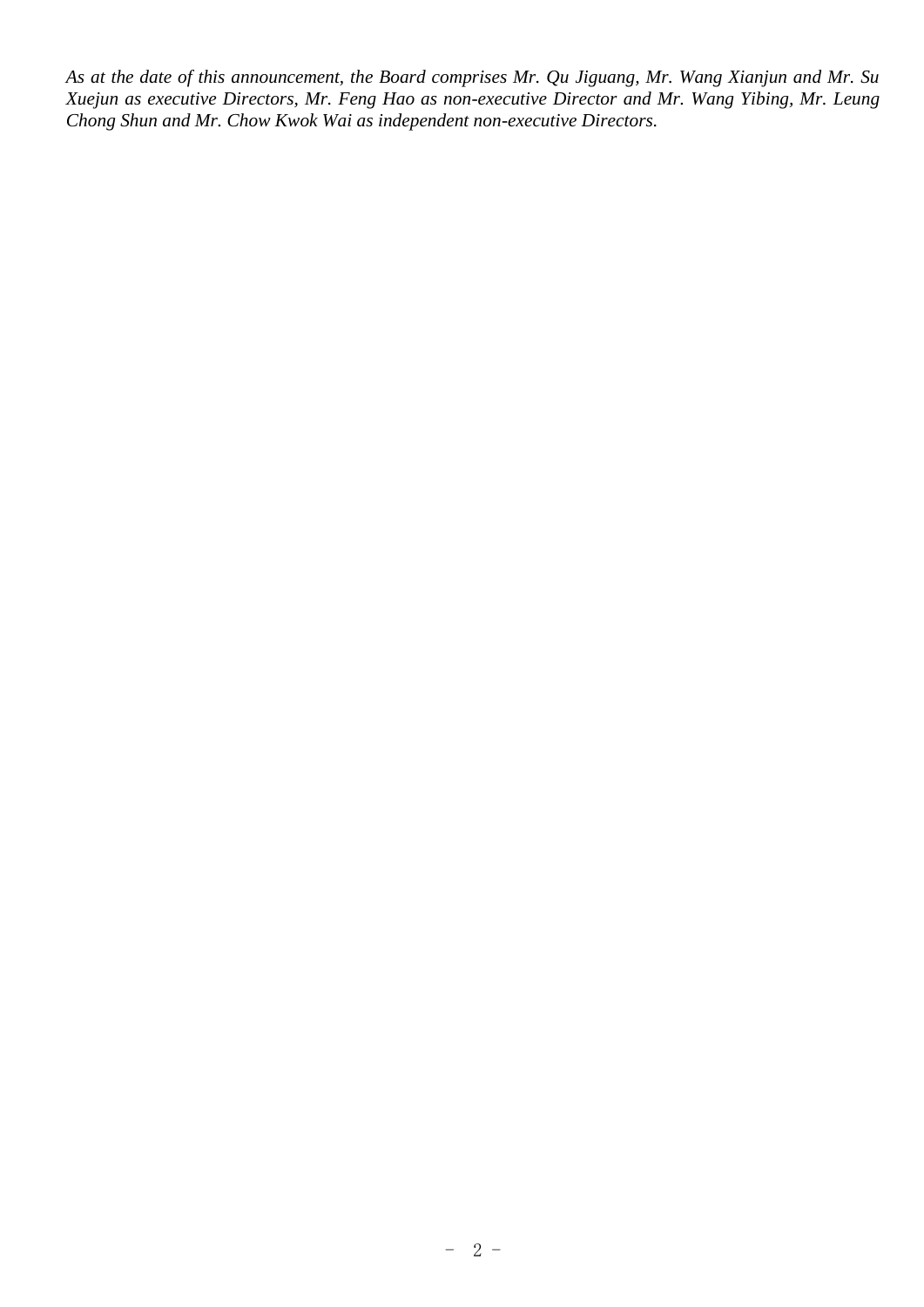*As at the date of this announcement, the Board comprises Mr. Qu Jiguang, Mr. Wang Xianjun and Mr. Su Xuejun as executive Directors, Mr. Feng Hao as non-executive Director and Mr. Wang Yibing, Mr. Leung Chong Shun and Mr. Chow Kwok Wai as independent non-executive Directors.*